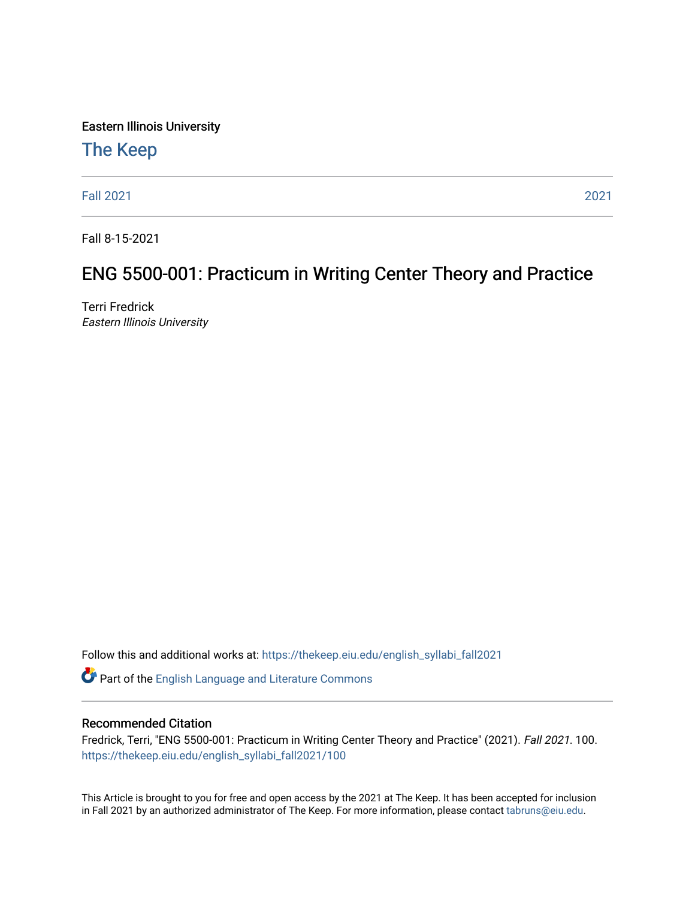Eastern Illinois University

The Keep

Fall 2021 | 2021

Fall 8-15-2021

# ENG 5500-001: Practicum in Writing Center Theory and Practice

Terri Fredrick
*Eastern Illinois University*

Follow this and additional works at: https://thekeep.eiu.edu/english_syllabi_fall2021

Part of the English Language and Literature Commons

## Recommended Citation

Fredrick, Terri, "ENG 5500-001: Practicum in Writing Center Theory and Practice" (2021). *Fall 2021*. 100.
https://thekeep.eiu.edu/english_syllabi_fall2021/100

This Article is brought to you for free and open access by the 2021 at The Keep. It has been accepted for inclusion in Fall 2021 by an authorized administrator of The Keep. For more information, please contact tabruns@eiu.edu.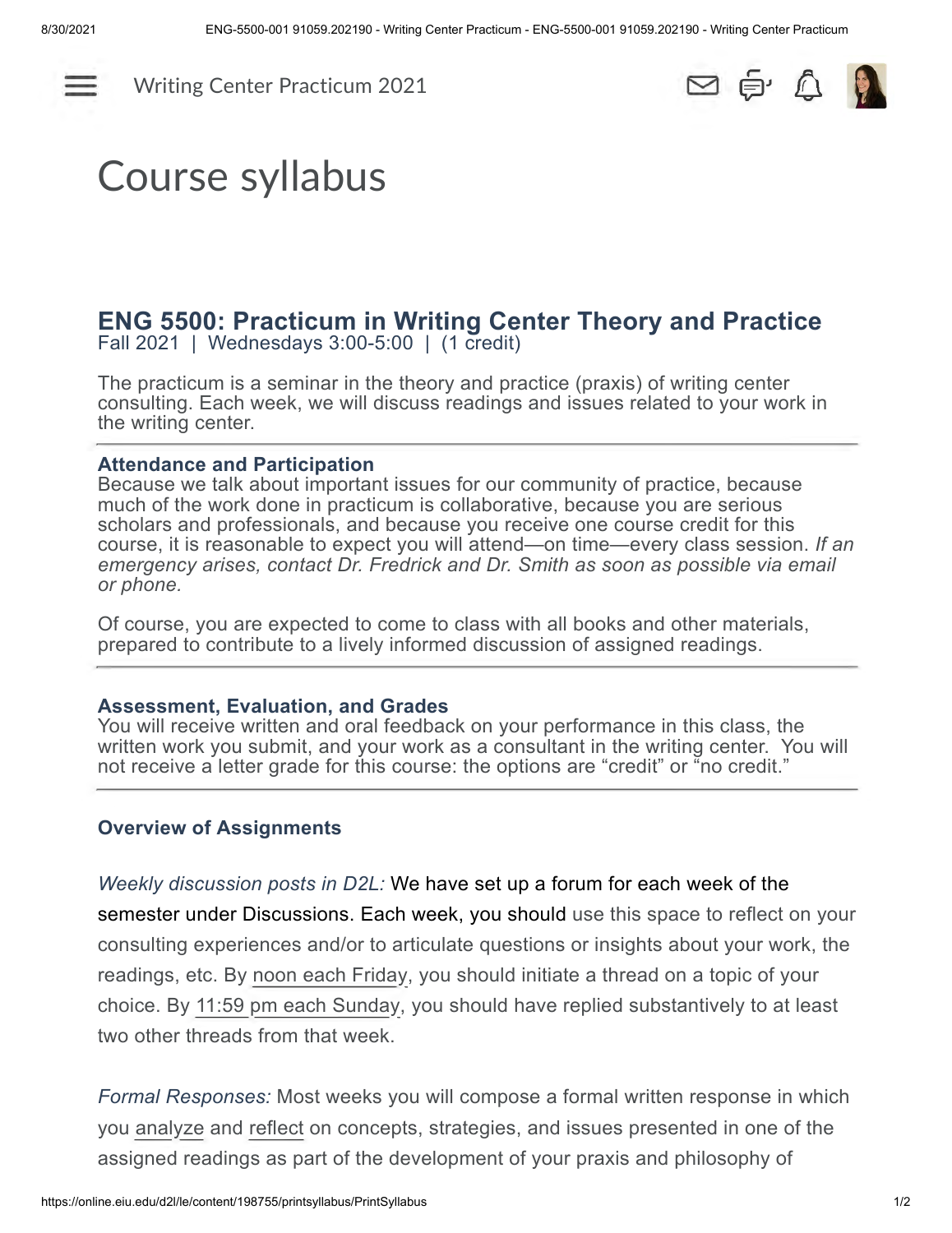# Course syllabus

## ENG 5500: Practicum in Writing Center Theory and Practice

Fall 2021 | Wednesdays 3:00-5:00 | (1 credit)

The practicum is a seminar in the theory and practice (praxis) of writing center consulting. Each week, we will discuss readings and issues related to your work in the writing center.

---

### Attendance and Participation

Because we talk about important issues for our community of practice, because much of the work done in practicum is collaborative, because you are serious scholars and professionals, and because you receive one course credit for this course, it is reasonable to expect you will attend—on time—every class session. *If an emergency arises, contact Dr. Fredrick and Dr. Smith as soon as possible via email or phone.*

Of course, you are expected to come to class with all books and other materials, prepared to contribute to a lively informed discussion of assigned readings.

---

### Assessment, Evaluation, and Grades

You will receive written and oral feedback on your performance in this class, the written work you submit, and your work as a consultant in the writing center. You will not receive a letter grade for this course: the options are "credit" or "no credit."

---

### Overview of Assignments

*Weekly discussion posts in D2L:* We have set up a forum for each week of the semester under Discussions. Each week, you should use this space to reflect on your consulting experiences and/or to articulate questions or insights about your work, the readings, etc. By noon each Friday, you should initiate a thread on a topic of your choice. By 11:59 pm each Sunday, you should have replied substantively to at least two other threads from that week.

*Formal Responses:* Most weeks you will compose a formal written response in which you analyze and reflect on concepts, strategies, and issues presented in one of the assigned readings as part of the development of your praxis and philosophy of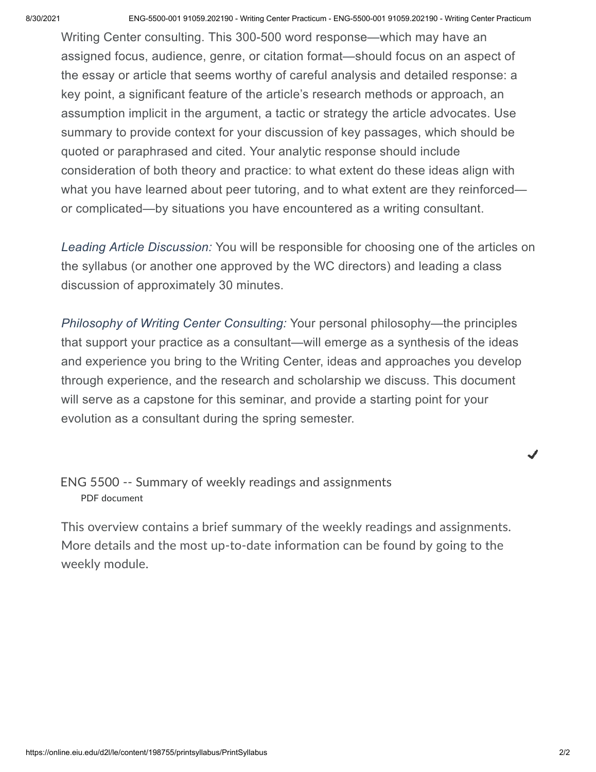Writing Center consulting. This 300-500 word response—which may have an assigned focus, audience, genre, or citation format—should focus on an aspect of the essay or article that seems worthy of careful analysis and detailed response: a key point, a significant feature of the article's research methods or approach, an assumption implicit in the argument, a tactic or strategy the article advocates. Use summary to provide context for your discussion of key passages, which should be quoted or paraphrased and cited. Your analytic response should include consideration of both theory and practice: to what extent do these ideas align with what you have learned about peer tutoring, and to what extent are they reinforced—or complicated—by situations you have encountered as a writing consultant.

*Leading Article Discussion:* You will be responsible for choosing one of the articles on the syllabus (or another one approved by the WC directors) and leading a class discussion of approximately 30 minutes.

*Philosophy of Writing Center Consulting:* Your personal philosophy—the principles that support your practice as a consultant—will emerge as a synthesis of the ideas and experience you bring to the Writing Center, ideas and approaches you develop through experience, and the research and scholarship we discuss. This document will serve as a capstone for this seminar, and provide a starting point for your evolution as a consultant during the spring semester.

ENG 5500 -- Summary of weekly readings and assignments
PDF document

This overview contains a brief summary of the weekly readings and assignments. More details and the most up-to-date information can be found by going to the weekly module.